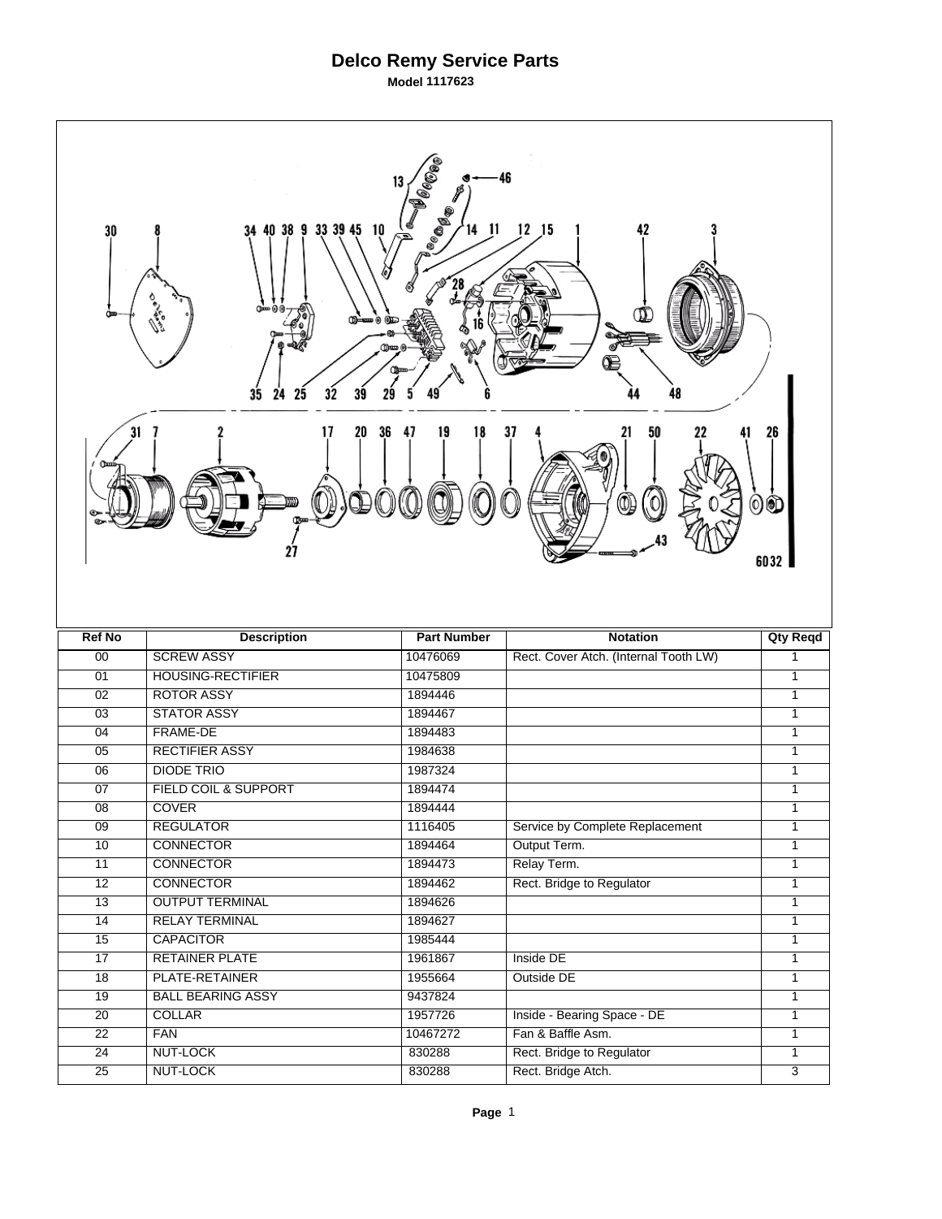# Delco Remy Service Parts

**Model 1117623**

| Ref No | Description | Part Number | Notation | Qty Reqd |
|---|---|---|---|---|
| 00 | SCREW ASSY | 10476069 | Rect. Cover Atch. (Internal Tooth LW) | 1 |
| 01 | HOUSING-RECTIFIER | 10475809 | | 1 |
| 02 | ROTOR ASSY | 1894446 | | 1 |
| 03 | STATOR ASSY | 1894467 | | 1 |
| 04 | FRAME-DE | 1894483 | | 1 |
| 05 | RECTIFIER ASSY | 1984638 | | 1 |
| 06 | DIODE TRIO | 1987324 | | 1 |
| 07 | FIELD COIL & SUPPORT | 1894474 | | 1 |
| 08 | COVER | 1894444 | | 1 |
| 09 | REGULATOR | 1116405 | Service by Complete Replacement | 1 |
| 10 | CONNECTOR | 1894464 | Output Term. | 1 |
| 11 | CONNECTOR | 1894473 | Relay Term. | 1 |
| 12 | CONNECTOR | 1894462 | Rect. Bridge to Regulator | 1 |
| 13 | OUTPUT TERMINAL | 1894626 | | 1 |
| 14 | RELAY TERMINAL | 1894627 | | 1 |
| 15 | CAPACITOR | 1985444 | | 1 |
| 17 | RETAINER PLATE | 1961867 | Inside DE | 1 |
| 18 | PLATE-RETAINER | 1955664 | Outside DE | 1 |
| 19 | BALL BEARING ASSY | 9437824 | | 1 |
| 20 | COLLAR | 1957726 | Inside - Bearing Space - DE | 1 |
| 22 | FAN | 10467272 | Fan & Baffle Asm. | 1 |
| 24 | NUT-LOCK | 830288 | Rect. Bridge to Regulator | 1 |
| 25 | NUT-LOCK | 830288 | Rect. Bridge Atch. | 3 |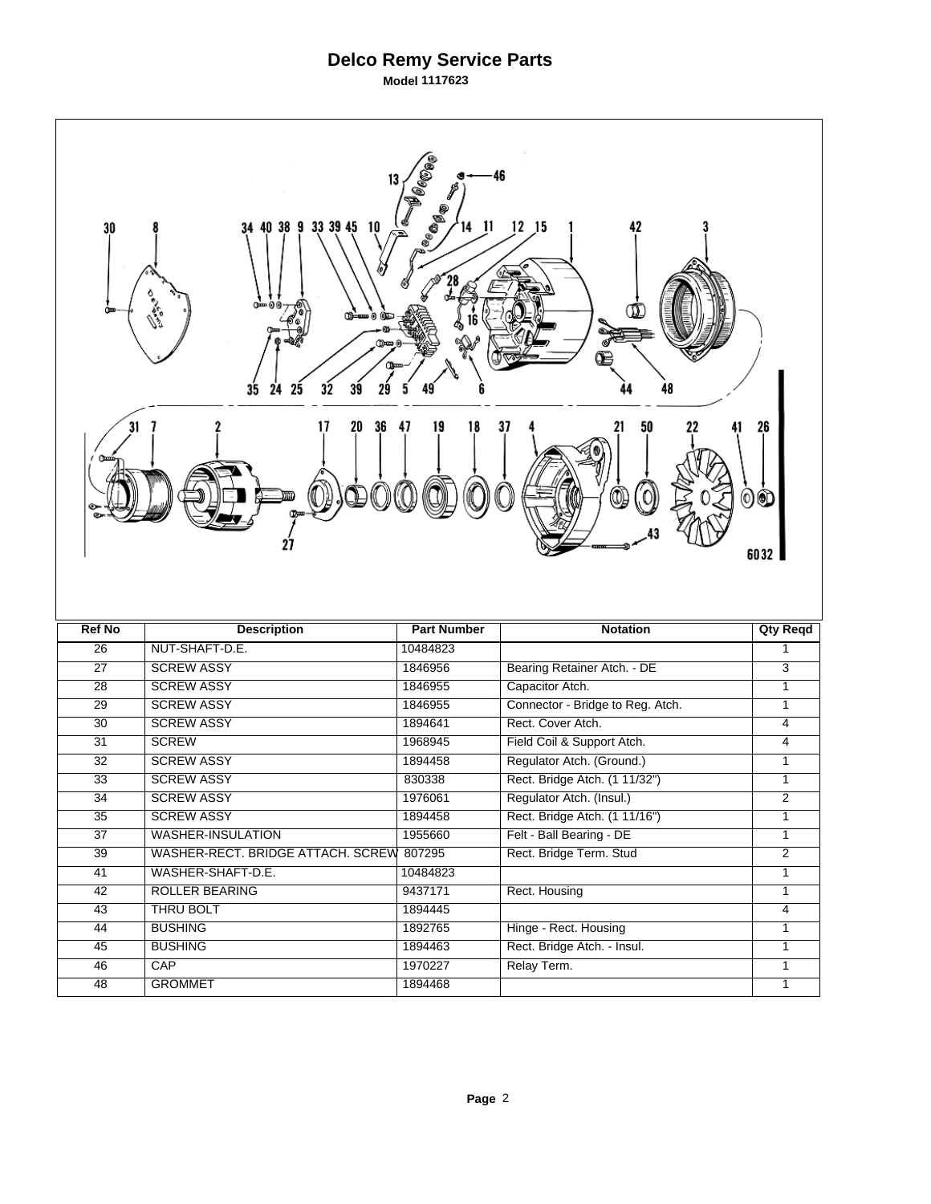# Delco Remy Service Parts

**Model 1117623**

| Ref No | Description | Part Number | Notation | Qty Reqd |
|---|---|---|---|---|
| 26 | NUT-SHAFT-D.E. | 10484823 | | 1 |
| 27 | SCREW ASSY | 1846956 | Bearing Retainer Atch. - DE | 3 |
| 28 | SCREW ASSY | 1846955 | Capacitor Atch. | 1 |
| 29 | SCREW ASSY | 1846955 | Connector - Bridge to Reg. Atch. | 1 |
| 30 | SCREW ASSY | 1894641 | Rect. Cover Atch. | 4 |
| 31 | SCREW | 1968945 | Field Coil & Support Atch. | 4 |
| 32 | SCREW ASSY | 1894458 | Regulator Atch. (Ground.) | 1 |
| 33 | SCREW ASSY | 830338 | Rect. Bridge Atch. (1 11/32") | 1 |
| 34 | SCREW ASSY | 1976061 | Regulator Atch. (Insul.) | 2 |
| 35 | SCREW ASSY | 1894458 | Rect. Bridge Atch. (1 11/16") | 1 |
| 37 | WASHER-INSULATION | 1955660 | Felt - Ball Bearing - DE | 1 |
| 39 | WASHER-RECT. BRIDGE ATTACH. SCREW | 807295 | Rect. Bridge Term. Stud | 2 |
| 41 | WASHER-SHAFT-D.E. | 10484823 | | 1 |
| 42 | ROLLER BEARING | 9437171 | Rect. Housing | 1 |
| 43 | THRU BOLT | 1894445 | | 4 |
| 44 | BUSHING | 1892765 | Hinge - Rect. Housing | 1 |
| 45 | BUSHING | 1894463 | Rect. Bridge Atch. - Insul. | 1 |
| 46 | CAP | 1970227 | Relay Term. | 1 |
| 48 | GROMMET | 1894468 | | 1 |